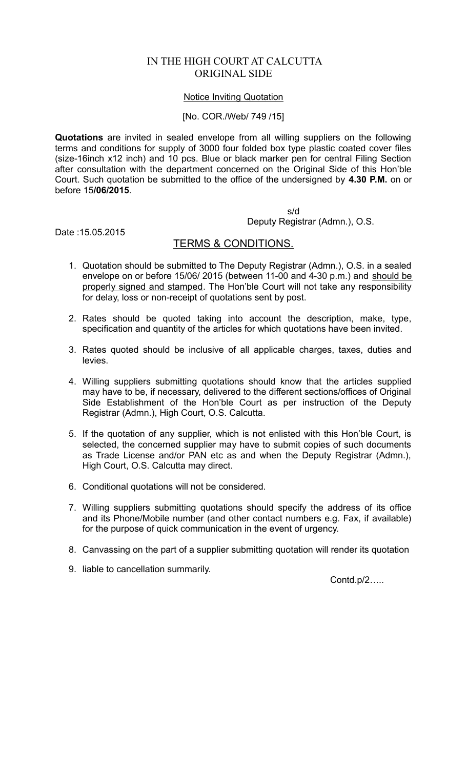# IN THE HIGH COURT AT CALCUTTA
## ORIGINAL SIDE

Notice Inviting Quotation

[No. COR./Web/ 749 /15]

**Quotations** are invited in sealed envelope from all willing suppliers on the following terms and conditions for supply of 3000 four folded box type plastic coated cover files (size-16inch x12 inch) and 10 pcs. Blue or black marker pen for central Filing Section after consultation with the department concerned on the Original Side of this Hon'ble Court. Such quotation be submitted to the office of the undersigned by **4.30 P.M.** on or before 15**/06/2015**.

s/d
Deputy Registrar (Admn.), O.S.

Date :15.05.2015

## TERMS & CONDITIONS.

1. Quotation should be submitted to The Deputy Registrar (Admn.), O.S. in a sealed envelope on or before 15/06/ 2015 (between 11-00 and 4-30 p.m.) and should be properly signed and stamped. The Hon'ble Court will not take any responsibility for delay, loss or non-receipt of quotations sent by post.

2. Rates should be quoted taking into account the description, make, type, specification and quantity of the articles for which quotations have been invited.

3. Rates quoted should be inclusive of all applicable charges, taxes, duties and levies.

4. Willing suppliers submitting quotations should know that the articles supplied may have to be, if necessary, delivered to the different sections/offices of Original Side Establishment of the Hon'ble Court as per instruction of the Deputy Registrar (Admn.), High Court, O.S. Calcutta.

5. If the quotation of any supplier, which is not enlisted with this Hon'ble Court, is selected, the concerned supplier may have to submit copies of such documents as Trade License and/or PAN etc as and when the Deputy Registrar (Admn.), High Court, O.S. Calcutta may direct.

6. Conditional quotations will not be considered.

7. Willing suppliers submitting quotations should specify the address of its office and its Phone/Mobile number (and other contact numbers e.g. Fax, if available) for the purpose of quick communication in the event of urgency.

8. Canvassing on the part of a supplier submitting quotation will render its quotation

9. liable to cancellation summarily.

Contd.p/2…..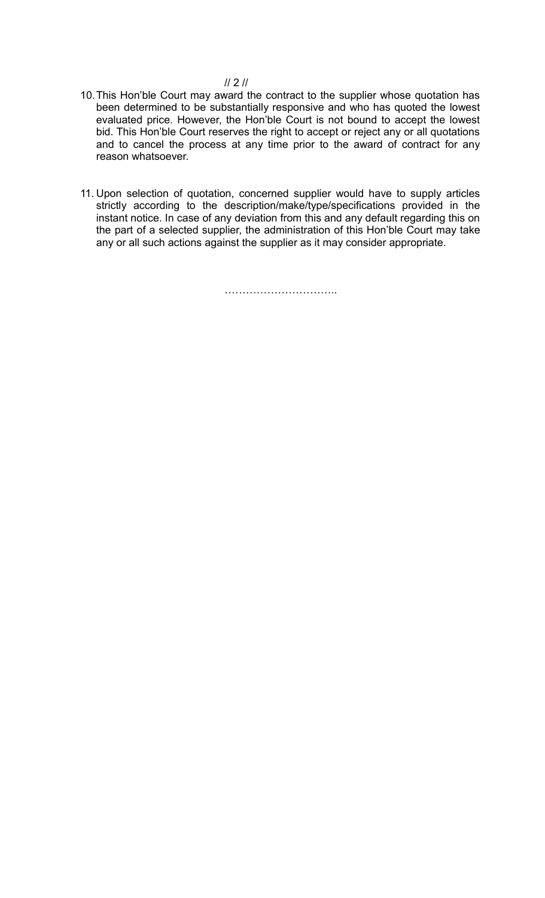10. This Hon'ble Court may award the contract to the supplier whose quotation has been determined to be substantially responsive and who has quoted the lowest evaluated price. However, the Hon'ble Court is not bound to accept the lowest bid. This Hon'ble Court reserves the right to accept or reject any or all quotations and to cancel the process at any time prior to the award of contract for any reason whatsoever.

11. Upon selection of quotation, concerned supplier would have to supply articles strictly according to the description/make/type/specifications provided in the instant notice. In case of any deviation from this and any default regarding this on the part of a selected supplier, the administration of this Hon'ble Court may take any or all such actions against the supplier as it may consider appropriate.

…………………………..